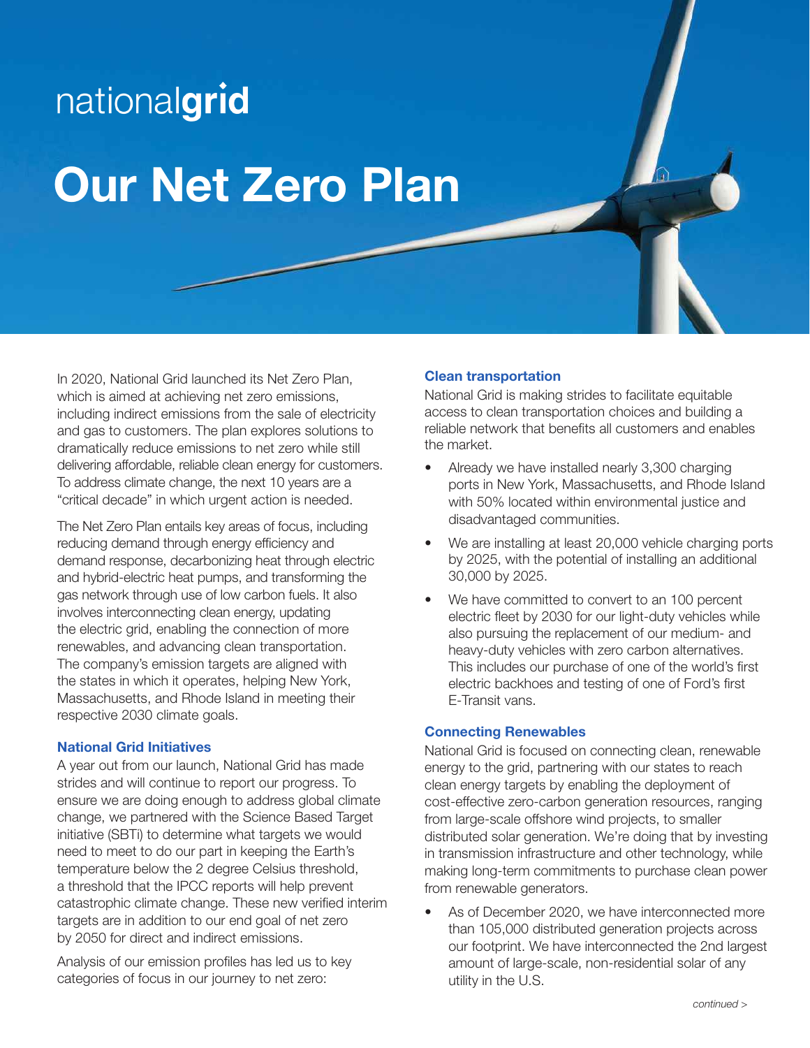nationalgrid

# Our Net Zero Plan

In 2020, National Grid launched its Net Zero Plan, which is aimed at achieving net zero emissions, including indirect emissions from the sale of electricity and gas to customers. The plan explores solutions to dramatically reduce emissions to net zero while still delivering affordable, reliable clean energy for customers. To address climate change, the next 10 years are a "critical decade" in which urgent action is needed.

The Net Zero Plan entails key areas of focus, including reducing demand through energy efficiency and demand response, decarbonizing heat through electric and hybrid-electric heat pumps, and transforming the gas network through use of low carbon fuels. It also involves interconnecting clean energy, updating the electric grid, enabling the connection of more renewables, and advancing clean transportation. The company's emission targets are aligned with the states in which it operates, helping New York, Massachusetts, and Rhode Island in meeting their respective 2030 climate goals.

### National Grid Initiatives

A year out from our launch, National Grid has made strides and will continue to report our progress. To ensure we are doing enough to address global climate change, we partnered with the Science Based Target initiative (SBTi) to determine what targets we would need to meet to do our part in keeping the Earth's temperature below the 2 degree Celsius threshold, a threshold that the IPCC reports will help prevent catastrophic climate change. These new verified interim targets are in addition to our end goal of net zero by 2050 for direct and indirect emissions.

Analysis of our emission profiles has led us to key categories of focus in our journey to net zero:

### Clean transportation

National Grid is making strides to facilitate equitable access to clean transportation choices and building a reliable network that benefits all customers and enables the market.

- Already we have installed nearly 3,300 charging ports in New York, Massachusetts, and Rhode Island with 50% located within environmental justice and disadvantaged communities.
- We are installing at least 20,000 vehicle charging ports by 2025, with the potential of installing an additional 30,000 by 2025.
- We have committed to convert to an 100 percent electric fleet by 2030 for our light-duty vehicles while also pursuing the replacement of our medium- and heavy-duty vehicles with zero carbon alternatives. This includes our purchase of one of the world's first electric backhoes and testing of one of Ford's first E-Transit vans.

### Connecting Renewables

National Grid is focused on connecting clean, renewable energy to the grid, partnering with our states to reach clean energy targets by enabling the deployment of cost-effective zero-carbon generation resources, ranging from large-scale offshore wind projects, to smaller distributed solar generation. We're doing that by investing in transmission infrastructure and other technology, while making long-term commitments to purchase clean power from renewable generators.

- As of December 2020, we have interconnected more than 105,000 distributed generation projects across our footprint. We have interconnected the 2nd largest amount of large-scale, non-residential solar of any utility in the U.S.

*continued >*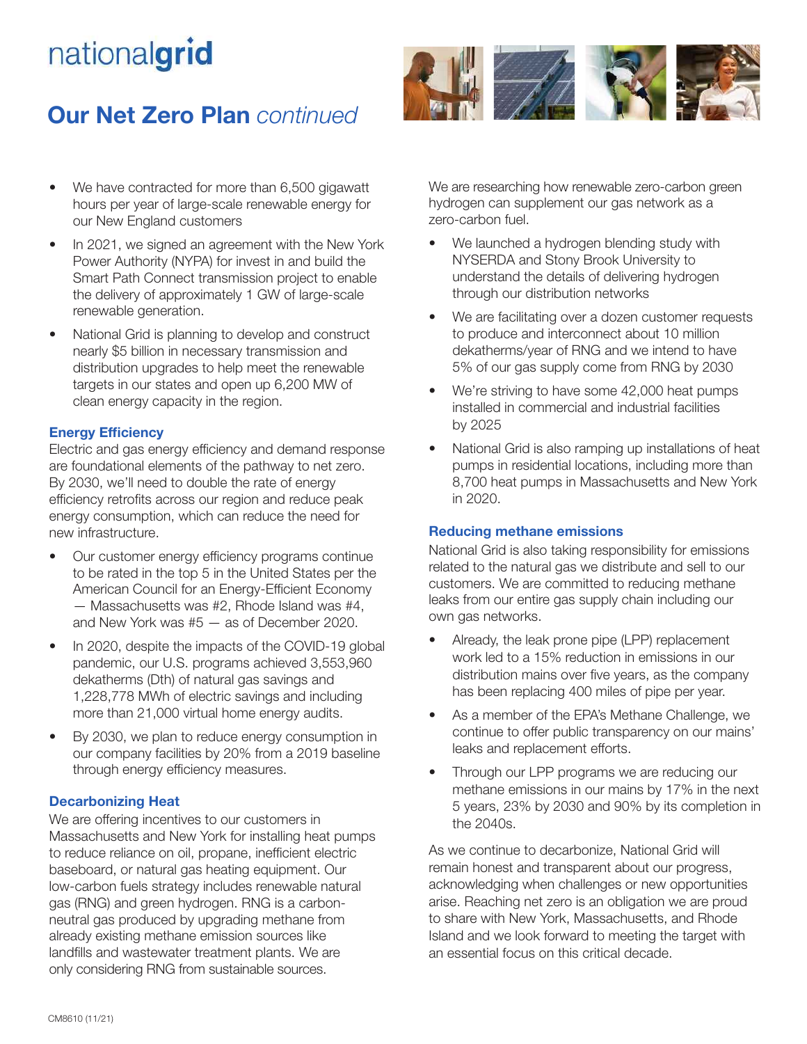# Our Net Zero Plan *continued*

- We have contracted for more than 6,500 gigawatt hours per year of large-scale renewable energy for our New England customers
- In 2021, we signed an agreement with the New York Power Authority (NYPA) for invest in and build the Smart Path Connect transmission project to enable the delivery of approximately 1 GW of large-scale renewable generation.
- National Grid is planning to develop and construct nearly $5 billion in necessary transmission and distribution upgrades to help meet the renewable targets in our states and open up 6,200 MW of clean energy capacity in the region.

### Energy Efficiency

Electric and gas energy efficiency and demand response are foundational elements of the pathway to net zero. By 2030, we'll need to double the rate of energy efficiency retrofits across our region and reduce peak energy consumption, which can reduce the need for new infrastructure.

- Our customer energy efficiency programs continue to be rated in the top 5 in the United States per the American Council for an Energy-Efficient Economy — Massachusetts was #2, Rhode Island was #4, and New York was #5 — as of December 2020.
- In 2020, despite the impacts of the COVID-19 global pandemic, our U.S. programs achieved 3,553,960 dekatherms (Dth) of natural gas savings and 1,228,778 MWh of electric savings and including more than 21,000 virtual home energy audits.
- By 2030, we plan to reduce energy consumption in our company facilities by 20% from a 2019 baseline through energy efficiency measures.

### Decarbonizing Heat

We are offering incentives to our customers in Massachusetts and New York for installing heat pumps to reduce reliance on oil, propane, inefficient electric baseboard, or natural gas heating equipment. Our low-carbon fuels strategy includes renewable natural gas (RNG) and green hydrogen. RNG is a carbon-neutral gas produced by upgrading methane from already existing methane emission sources like landfills and wastewater treatment plants. We are only considering RNG from sustainable sources.

We are researching how renewable zero-carbon green hydrogen can supplement our gas network as a zero-carbon fuel.

- We launched a hydrogen blending study with NYSERDA and Stony Brook University to understand the details of delivering hydrogen through our distribution networks
- We are facilitating over a dozen customer requests to produce and interconnect about 10 million dekatherms/year of RNG and we intend to have 5% of our gas supply come from RNG by 2030
- We're striving to have some 42,000 heat pumps installed in commercial and industrial facilities by 2025
- National Grid is also ramping up installations of heat pumps in residential locations, including more than 8,700 heat pumps in Massachusetts and New York in 2020.

### Reducing methane emissions

National Grid is also taking responsibility for emissions related to the natural gas we distribute and sell to our customers. We are committed to reducing methane leaks from our entire gas supply chain including our own gas networks.

- Already, the leak prone pipe (LPP) replacement work led to a 15% reduction in emissions in our distribution mains over five years, as the company has been replacing 400 miles of pipe per year.
- As a member of the EPA's Methane Challenge, we continue to offer public transparency on our mains' leaks and replacement efforts.
- Through our LPP programs we are reducing our methane emissions in our mains by 17% in the next 5 years, 23% by 2030 and 90% by its completion in the 2040s.

As we continue to decarbonize, National Grid will remain honest and transparent about our progress, acknowledging when challenges or new opportunities arise. Reaching net zero is an obligation we are proud to share with New York, Massachusetts, and Rhode Island and we look forward to meeting the target with an essential focus on this critical decade.

CM8610 (11/21)